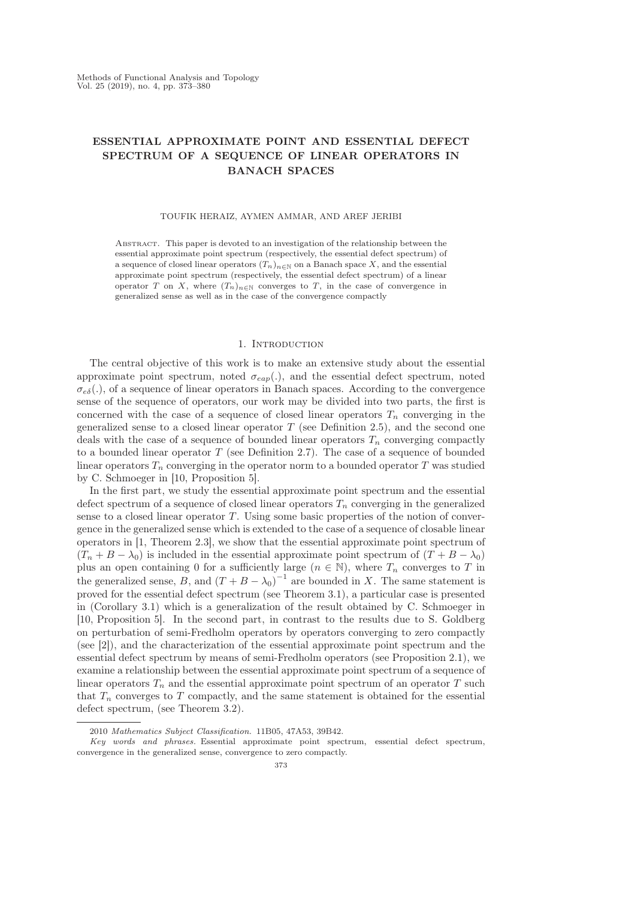# ESSENTIAL APPROXIMATE POINT AND ESSENTIAL DEFECT SPECTRUM OF A SEQUENCE OF LINEAR OPERATORS IN BANACH SPACES

TOUFIK HERAIZ, AYMEN AMMAR, AND AREF JERIBI

Abstract. This paper is devoted to an investigation of the relationship between the essential approximate point spectrum (respectively, the essential defect spectrum) of a sequence of closed linear operators $(T_n)_{n\in\mathbb{N}}$ on a Banach space $X$, and the essential approximate point spectrum (respectively, the essential defect spectrum) of a linear operator $T$ on $X$, where $(T_n)_{n\in\mathbb{N}}$ converges to $T$, in the case of convergence in generalized sense as well as in the case of the convergence compactly

## 1. Introduction

The central objective of this work is to make an extensive study about the essential approximate point spectrum, noted $\sigma_{eap}(.)$, and the essential defect spectrum, noted $\sigma_{e\delta}(.)$, of a sequence of linear operators in Banach spaces. According to the convergence sense of the sequence of operators, our work may be divided into two parts, the first is concerned with the case of a sequence of closed linear operators $T_n$ converging in the generalized sense to a closed linear operator $T$ (see Definition 2.5), and the second one deals with the case of a sequence of bounded linear operators $T_n$ converging compactly to a bounded linear operator $T$ (see Definition 2.7). The case of a sequence of bounded linear operators $T_n$ converging in the operator norm to a bounded operator $T$ was studied by C. Schmoeger in [10, Proposition 5].

In the first part, we study the essential approximate point spectrum and the essential defect spectrum of a sequence of closed linear operators $T_n$ converging in the generalized sense to a closed linear operator $T$. Using some basic properties of the notion of convergence in the generalized sense which is extended to the case of a sequence of closable linear operators in [1, Theorem 2.3], we show that the essential approximate point spectrum of $(T_n + B - \lambda_0)$ is included in the essential approximate point spectrum of $(T + B - \lambda_0)$ plus an open containing 0 for a sufficiently large ($n \in \mathbb{N}$), where $T_n$ converges to $T$ in the generalized sense, $B$, and $(T + B - \lambda_0)^{-1}$ are bounded in $X$. The same statement is proved for the essential defect spectrum (see Theorem 3.1), a particular case is presented in (Corollary 3.1) which is a generalization of the result obtained by C. Schmoeger in [10, Proposition 5]. In the second part, in contrast to the results due to S. Goldberg on perturbation of semi-Fredholm operators by operators converging to zero compactly (see [2]), and the characterization of the essential approximate point spectrum and the essential defect spectrum by means of semi-Fredholm operators (see Proposition 2.1), we examine a relationship between the essential approximate point spectrum of a sequence of linear operators $T_n$ and the essential approximate point spectrum of an operator $T$ such that $T_n$ converges to $T$ compactly, and the same statement is obtained for the essential defect spectrum, (see Theorem 3.2).

---

2010 *Mathematics Subject Classification.* 11B05, 47A53, 39B42.

*Key words and phrases.* Essential approximate point spectrum, essential defect spectrum, convergence in the generalized sense, convergence to zero compactly.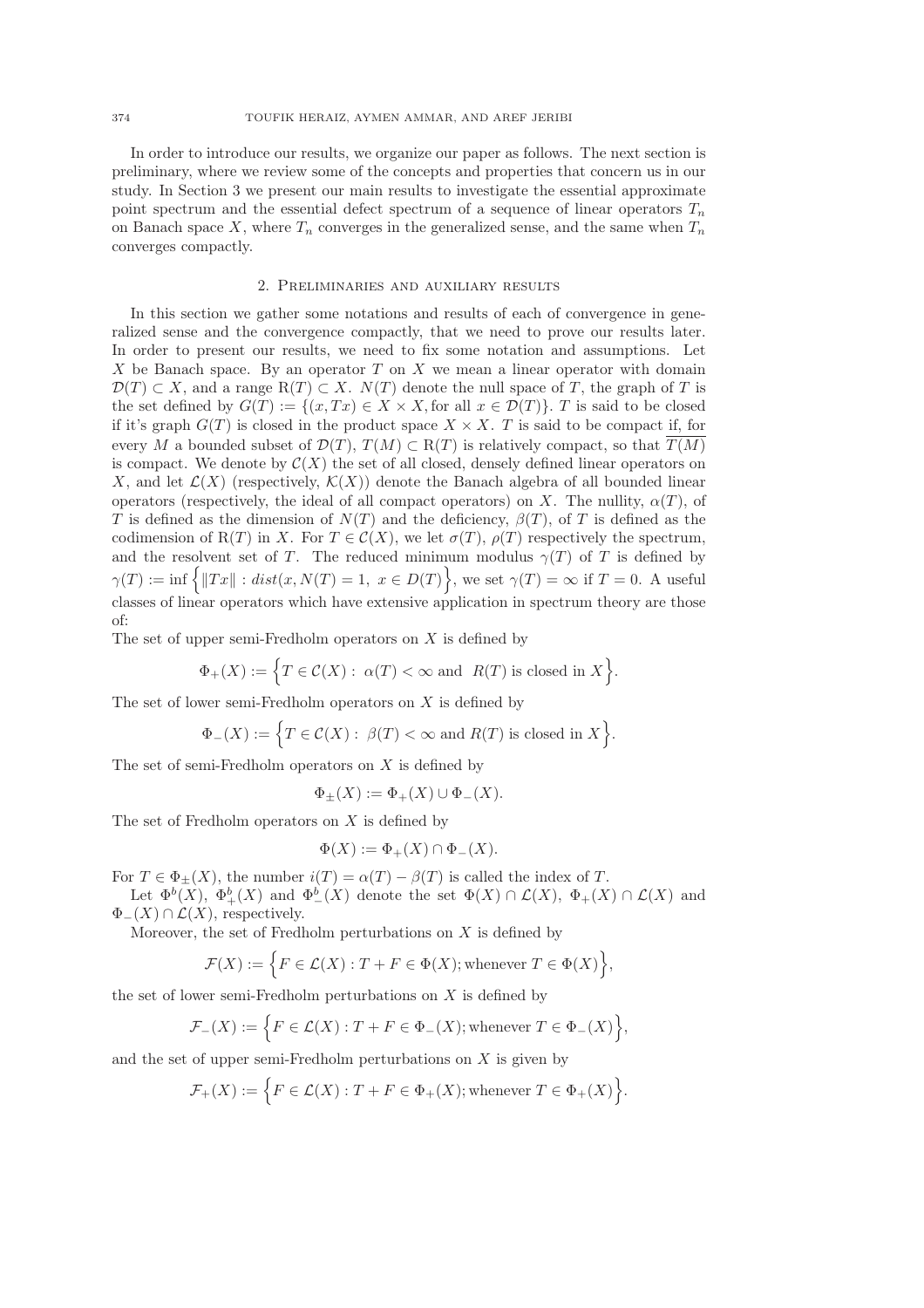In order to introduce our results, we organize our paper as follows. The next section is preliminary, where we review some of the concepts and properties that concern us in our study. In Section 3 we present our main results to investigate the essential approximate point spectrum and the essential defect spectrum of a sequence of linear operators $T_n$ on Banach space $X$, where $T_n$ converges in the generalized sense, and the same when $T_n$ converges compactly.

## 2. Preliminaries and auxiliary results

In this section we gather some notations and results of each of convergence in generalized sense and the convergence compactly, that we need to prove our results later. In order to present our results, we need to fix some notation and assumptions. Let $X$ be Banach space. By an operator $T$ on $X$ we mean a linear operator with domain $\mathcal{D}(T) \subset X$, and a range $\mathrm{R}(T) \subset X$. $N(T)$ denote the null space of $T$, the graph of $T$ is the set defined by $G(T) := \{(x, Tx) \in X \times X, \text{for all } x \in \mathcal{D}(T)\}$. $T$ is said to be closed if it's graph $G(T)$ is closed in the product space $X \times X$. $T$ is said to be compact if, for every $M$ a bounded subset of $\mathcal{D}(T)$, $T(M) \subset \mathrm{R}(T)$ is relatively compact, so that $\overline{T(M)}$ is compact. We denote by $\mathcal{C}(X)$ the set of all closed, densely defined linear operators on $X$, and let $\mathcal{L}(X)$ (respectively, $\mathcal{K}(X)$) denote the Banach algebra of all bounded linear operators (respectively, the ideal of all compact operators) on $X$. The nullity, $\alpha(T)$, of $T$ is defined as the dimension of $N(T)$ and the deficiency, $\beta(T)$, of $T$ is defined as the codimension of $\mathrm{R}(T)$ in $X$. For $T \in \mathcal{C}(X)$, we let $\sigma(T)$, $\rho(T)$ respectively the spectrum, and the resolvent set of $T$. The reduced minimum modulus $\gamma(T)$ of $T$ is defined by $\gamma(T) := \inf \Big\{ \|Tx\| : dist(x, N(T) = 1,\ x \in D(T) \Big\}$, we set $\gamma(T) = \infty$ if $T = 0$. A useful classes of linear operators which have extensive application in spectrum theory are those of:

The set of upper semi-Fredholm operators on $X$ is defined by

$$\Phi_+(X) := \Big\{ T \in \mathcal{C}(X) : \ \alpha(T) < \infty \text{ and } \ R(T) \text{ is closed in } X \Big\}.$$

The set of lower semi-Fredholm operators on $X$ is defined by

$$\Phi_-(X) := \Big\{ T \in \mathcal{C}(X) : \ \beta(T) < \infty \text{ and } R(T) \text{ is closed in } X \Big\}.$$

The set of semi-Fredholm operators on $X$ is defined by

$$\Phi_\pm(X) := \Phi_+(X) \cup \Phi_-(X).$$

The set of Fredholm operators on $X$ is defined by

$$\Phi(X) := \Phi_+(X) \cap \Phi_-(X).$$

For $T \in \Phi_\pm(X)$, the number $i(T) = \alpha(T) - \beta(T)$ is called the index of $T$.

Let $\Phi^b(X)$, $\Phi^b_+(X)$ and $\Phi^b_-(X)$ denote the set $\Phi(X) \cap \mathcal{L}(X)$, $\Phi_+(X) \cap \mathcal{L}(X)$ and $\Phi_-(X) \cap \mathcal{L}(X)$, respectively.

Moreover, the set of Fredholm perturbations on $X$ is defined by

$$\mathcal{F}(X) := \Big\{ F \in \mathcal{L}(X) : T + F \in \Phi(X); \text{whenever } T \in \Phi(X) \Big\},$$

the set of lower semi-Fredholm perturbations on $X$ is defined by

$$\mathcal{F}_-(X) := \Big\{ F \in \mathcal{L}(X) : T + F \in \Phi_-(X); \text{whenever } T \in \Phi_-(X) \Big\},$$

and the set of upper semi-Fredholm perturbations on $X$ is given by

$$\mathcal{F}_+(X) := \Big\{ F \in \mathcal{L}(X) : T + F \in \Phi_+(X); \text{whenever } T \in \Phi_+(X) \Big\}.$$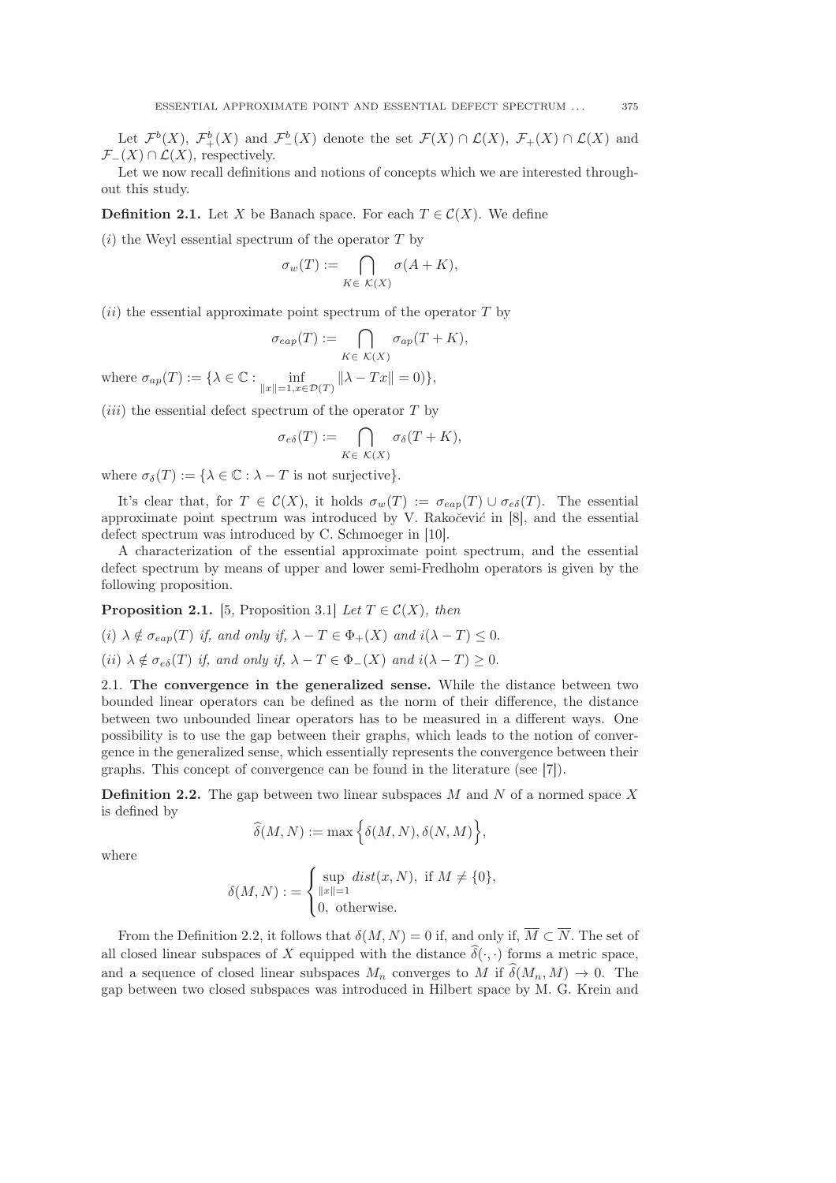Let $\mathcal{F}^b(X)$, $\mathcal{F}^b_+(X)$ and $\mathcal{F}^b_-(X)$ denote the set $\mathcal{F}(X) \cap \mathcal{L}(X)$, $\mathcal{F}_+(X) \cap \mathcal{L}(X)$ and $\mathcal{F}_-(X) \cap \mathcal{L}(X)$, respectively.

Let we now recall definitions and notions of concepts which we are interested throughout this study.

**Definition 2.1.** Let $X$ be Banach space. For each $T \in \mathcal{C}(X)$. We define

$(i)$ the Weyl essential spectrum of the operator $T$ by

$$\sigma_w(T) := \bigcap_{K \in \mathcal{K}(X)} \sigma(A + K),$$

$(ii)$ the essential approximate point spectrum of the operator $T$ by

$$\sigma_{eap}(T) := \bigcap_{K \in \mathcal{K}(X)} \sigma_{ap}(T + K),$$

where $\sigma_{ap}(T) := \{\lambda \in \mathbb{C} : \inf_{\|x\|=1, x \in \mathcal{D}(T)} \|\lambda - Tx\| = 0)\}$,

$(iii)$ the essential defect spectrum of the operator $T$ by

$$\sigma_{e\delta}(T) := \bigcap_{K \in \mathcal{K}(X)} \sigma_{\delta}(T + K),$$

where $\sigma_{\delta}(T) := \{\lambda \in \mathbb{C} : \lambda - T \text{ is not surjective}\}$.

It's clear that, for $T \in \mathcal{C}(X)$, it holds $\sigma_w(T) := \sigma_{eap}(T) \cup \sigma_{e\delta}(T)$. The essential approximate point spectrum was introduced by V. Rakočević in [8], and the essential defect spectrum was introduced by C. Schmoeger in [10].

A characterization of the essential approximate point spectrum, and the essential defect spectrum by means of upper and lower semi-Fredholm operators is given by the following proposition.

**Proposition 2.1.** [5, Proposition 3.1] *Let $T \in \mathcal{C}(X)$, then*

*$(i)$ $\lambda \notin \sigma_{eap}(T)$ if, and only if, $\lambda - T \in \Phi_+(X)$ and $i(\lambda - T) \leq 0$.*

*$(ii)$ $\lambda \notin \sigma_{e\delta}(T)$ if, and only if, $\lambda - T \in \Phi_-(X)$ and $i(\lambda - T) \geq 0$.*

2.1. **The convergence in the generalized sense.** While the distance between two bounded linear operators can be defined as the norm of their difference, the distance between two unbounded linear operators has to be measured in a different ways. One possibility is to use the gap between their graphs, which leads to the notion of convergence in the generalized sense, which essentially represents the convergence between their graphs. This concept of convergence can be found in the literature (see [7]).

**Definition 2.2.** The gap between two linear subspaces $M$ and $N$ of a normed space $X$ is defined by

$$\widehat{\delta}(M, N) := \max\Big\{\delta(M, N), \delta(N, M)\Big\},$$

where

$$\delta(M, N) := \begin{cases} \sup\limits_{\|x\|=1} dist(x, N), & \text{if } M \neq \{0\}, \\ 0, & \text{otherwise.} \end{cases}$$

From the Definition 2.2, it follows that $\delta(M, N) = 0$ if, and only if, $\overline{M} \subset \overline{N}$. The set of all closed linear subspaces of $X$ equipped with the distance $\widehat{\delta}(\cdot, \cdot)$ forms a metric space, and a sequence of closed linear subspaces $M_n$ converges to $M$ if $\widehat{\delta}(M_n, M) \to 0$. The gap between two closed subspaces was introduced in Hilbert space by M. G. Krein and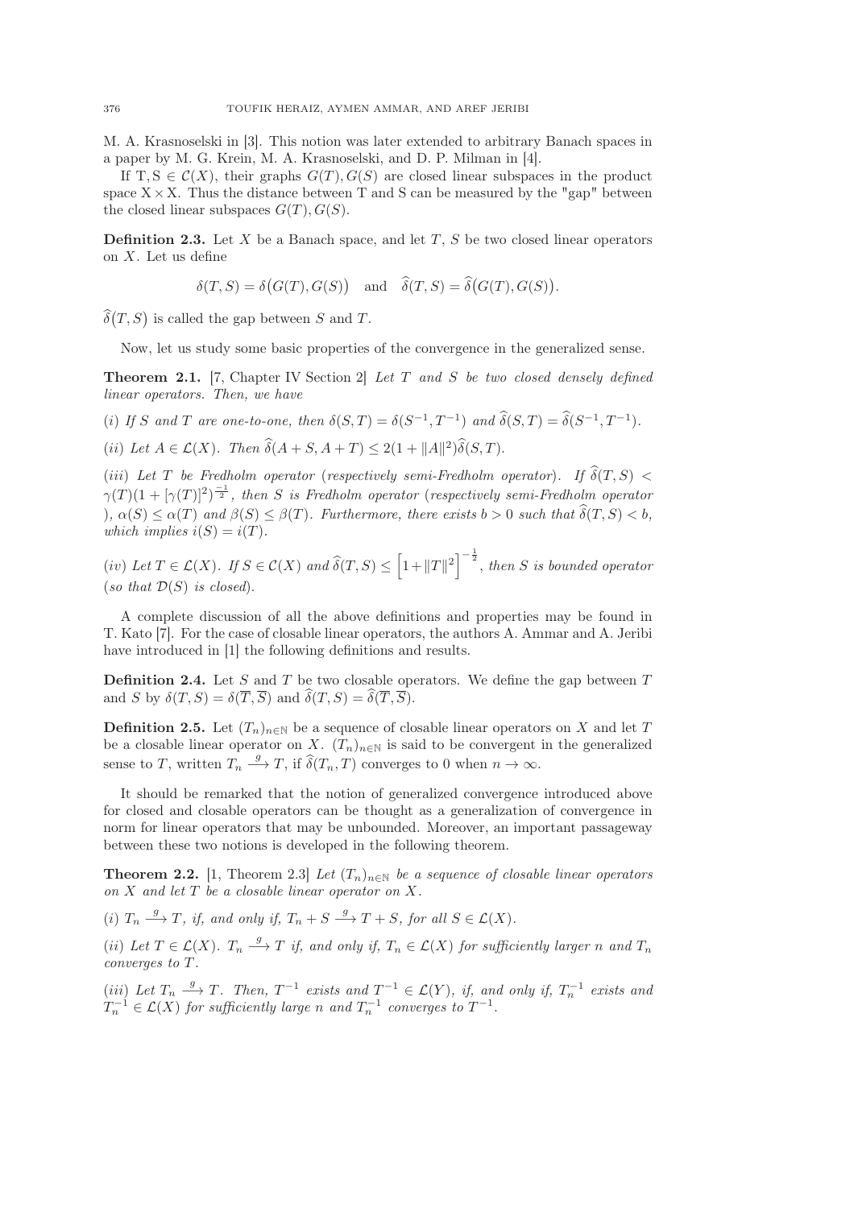M. A. Krasnoselski in [3]. This notion was later extended to arbitrary Banach spaces in a paper by M. G. Krein, M. A. Krasnoselski, and D. P. Milman in [4].

If $T, S \in \mathcal{C}(X)$, their graphs $G(T), G(S)$ are closed linear subspaces in the product space $X \times X$. Thus the distance between T and S can be measured by the "gap" between the closed linear subspaces $G(T), G(S)$.

**Definition 2.3.** Let $X$ be a Banach space, and let $T$, $S$ be two closed linear operators on $X$. Let us define

$$\delta(T,S) = \delta\big(G(T), G(S)\big) \quad \text{and} \quad \widehat{\delta}(T,S) = \widehat{\delta}\big(G(T), G(S)\big).$$

$\widehat{\delta}\big(T,S\big)$ is called the gap between $S$ and $T$.

Now, let us study some basic properties of the convergence in the generalized sense.

**Theorem 2.1.** [7, Chapter IV Section 2] *Let $T$ and $S$ be two closed densely defined linear operators. Then, we have*

*(i) If $S$ and $T$ are one-to-one, then $\delta(S,T) = \delta(S^{-1}, T^{-1})$ and $\widehat{\delta}(S,T) = \widehat{\delta}(S^{-1}, T^{-1})$.*

*(ii) Let $A \in \mathcal{L}(X)$. Then $\widehat{\delta}(A+S, A+T) \leq 2(1+\|A\|^2)\widehat{\delta}(S,T)$.*

*(iii) Let $T$ be Fredholm operator (respectively semi-Fredholm operator). If $\widehat{\delta}(T,S) < \gamma(T)(1+[\gamma(T)]^2)^{\frac{-1}{2}}$, then $S$ is Fredholm operator (respectively semi-Fredholm operator ), $\alpha(S) \leq \alpha(T)$ and $\beta(S) \leq \beta(T)$. Furthermore, there exists $b > 0$ such that $\widehat{\delta}(T,S) < b$, which implies $i(S) = i(T)$.*

*(iv) Let $T \in \mathcal{L}(X)$. If $S \in \mathcal{C}(X)$ and $\widehat{\delta}(T,S) \leq \Big[1+\|T\|^2\Big]^{-\frac{1}{2}}$, then $S$ is bounded operator (so that $\mathcal{D}(S)$ is closed).*

A complete discussion of all the above definitions and properties may be found in T. Kato [7]. For the case of closable linear operators, the authors A. Ammar and A. Jeribi have introduced in [1] the following definitions and results.

**Definition 2.4.** Let $S$ and $T$ be two closable operators. We define the gap between $T$ and $S$ by $\delta(T,S) = \delta(\overline{T}, \overline{S})$ and $\widehat{\delta}(T,S) = \widehat{\delta}(\overline{T}, \overline{S})$.

**Definition 2.5.** Let $(T_n)_{n\in\mathbb{N}}$ be a sequence of closable linear operators on $X$ and let $T$ be a closable linear operator on $X$. $(T_n)_{n\in\mathbb{N}}$ is said to be convergent in the generalized sense to $T$, written $T_n \xrightarrow{g} T$, if $\widehat{\delta}(T_n, T)$ converges to 0 when $n \to \infty$.

It should be remarked that the notion of generalized convergence introduced above for closed and closable operators can be thought as a generalization of convergence in norm for linear operators that may be unbounded. Moreover, an important passageway between these two notions is developed in the following theorem.

**Theorem 2.2.** [1, Theorem 2.3] *Let $(T_n)_{n\in\mathbb{N}}$ be a sequence of closable linear operators on $X$ and let $T$ be a closable linear operator on $X$.*

*(i) $T_n \xrightarrow{g} T$, if, and only if, $T_n + S \xrightarrow{g} T + S$, for all $S \in \mathcal{L}(X)$.*

*(ii) Let $T \in \mathcal{L}(X)$. $T_n \xrightarrow{g} T$ if, and only if, $T_n \in \mathcal{L}(X)$ for sufficiently larger $n$ and $T_n$ converges to $T$.*

*(iii) Let $T_n \xrightarrow{g} T$. Then, $T^{-1}$ exists and $T^{-1} \in \mathcal{L}(Y)$, if, and only if, $T_n^{-1}$ exists and $T_n^{-1} \in \mathcal{L}(X)$ for sufficiently large $n$ and $T_n^{-1}$ converges to $T^{-1}$.*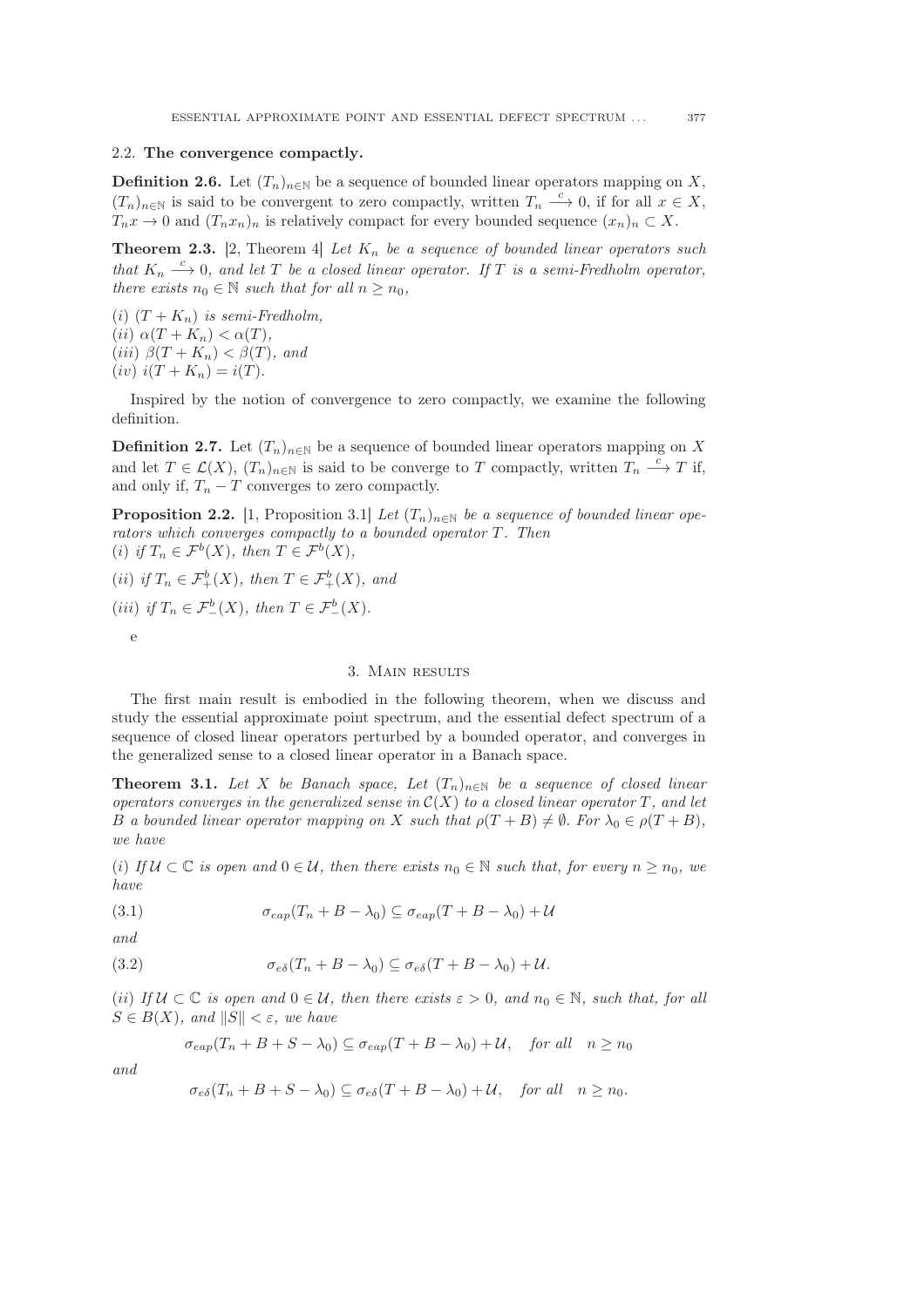### 2.2. **The convergence compactly.**

**Definition 2.6.** Let $(T_n)_{n\in\mathbb{N}}$ be a sequence of bounded linear operators mapping on $X$, $(T_n)_{n\in\mathbb{N}}$ is said to be convergent to zero compactly, written $T_n \xrightarrow{c} 0$, if for all $x \in X$, $T_n x \to 0$ and $(T_n x_n)_n$ is relatively compact for every bounded sequence $(x_n)_n \subset X$.

**Theorem 2.3.** [2, Theorem 4] *Let $K_n$ be a sequence of bounded linear operators such that $K_n \xrightarrow{c} 0$, and let $T$ be a closed linear operator. If $T$ is a semi-Fredholm operator, there exists $n_0 \in \mathbb{N}$ such that for all $n \geq n_0$,*

(*i*) *$(T + K_n)$ is semi-Fredholm,*
(*ii*) *$\alpha(T + K_n) < \alpha(T)$,*
(*iii*) *$\beta(T + K_n) < \beta(T)$, and*
(*iv*) *$i(T + K_n) = i(T)$.*

Inspired by the notion of convergence to zero compactly, we examine the following definition.

**Definition 2.7.** Let $(T_n)_{n\in\mathbb{N}}$ be a sequence of bounded linear operators mapping on $X$ and let $T \in \mathcal{L}(X)$, $(T_n)_{n\in\mathbb{N}}$ is said to be converge to $T$ compactly, written $T_n \xrightarrow{c} T$ if, and only if, $T_n - T$ converges to zero compactly.

**Proposition 2.2.** [1, Proposition 3.1] *Let $(T_n)_{n\in\mathbb{N}}$ be a sequence of bounded linear operators which converges compactly to a bounded operator $T$. Then*
(*i*) *if $T_n \in \mathcal{F}^b(X)$, then $T \in \mathcal{F}^b(X)$,*

(*ii*) *if $T_n \in \mathcal{F}_+^b(X)$, then $T \in \mathcal{F}_+^b(X)$, and*

(*iii*) *if $T_n \in \mathcal{F}_-^b(X)$, then $T \in \mathcal{F}_-^b(X)$.*

e

## 3. Main results

The first main result is embodied in the following theorem, when we discuss and study the essential approximate point spectrum, and the essential defect spectrum of a sequence of closed linear operators perturbed by a bounded operator, and converges in the generalized sense to a closed linear operator in a Banach space.

**Theorem 3.1.** *Let $X$ be Banach space, Let $(T_n)_{n\in\mathbb{N}}$ be a sequence of closed linear operators converges in the generalized sense in $\mathcal{C}(X)$ to a closed linear operator $T$, and let $B$ a bounded linear operator mapping on $X$ such that $\rho(T + B) \neq \emptyset$. For $\lambda_0 \in \rho(T + B)$, we have*

(*i*) *If $\mathcal{U} \subset \mathbb{C}$ is open and $0 \in \mathcal{U}$, then there exists $n_0 \in \mathbb{N}$ such that, for every $n \geq n_0$, we have*

$$\sigma_{eap}(T_n + B - \lambda_0) \subseteq \sigma_{eap}(T + B - \lambda_0) + \mathcal{U} \tag{3.1}$$

*and*

$$\sigma_{e\delta}(T_n + B - \lambda_0) \subseteq \sigma_{e\delta}(T + B - \lambda_0) + \mathcal{U}. \tag{3.2}$$

(*ii*) *If $\mathcal{U} \subset \mathbb{C}$ is open and $0 \in \mathcal{U}$, then there exists $\varepsilon > 0$, and $n_0 \in \mathbb{N}$, such that, for all $S \in B(X)$, and $\|S\| < \varepsilon$, we have*

$$\sigma_{eap}(T_n + B + S - \lambda_0) \subseteq \sigma_{eap}(T + B - \lambda_0) + \mathcal{U}, \quad \textit{for all} \quad n \geq n_0$$

*and*

$$\sigma_{e\delta}(T_n + B + S - \lambda_0) \subseteq \sigma_{e\delta}(T + B - \lambda_0) + \mathcal{U}, \quad \textit{for all} \quad n \geq n_0.$$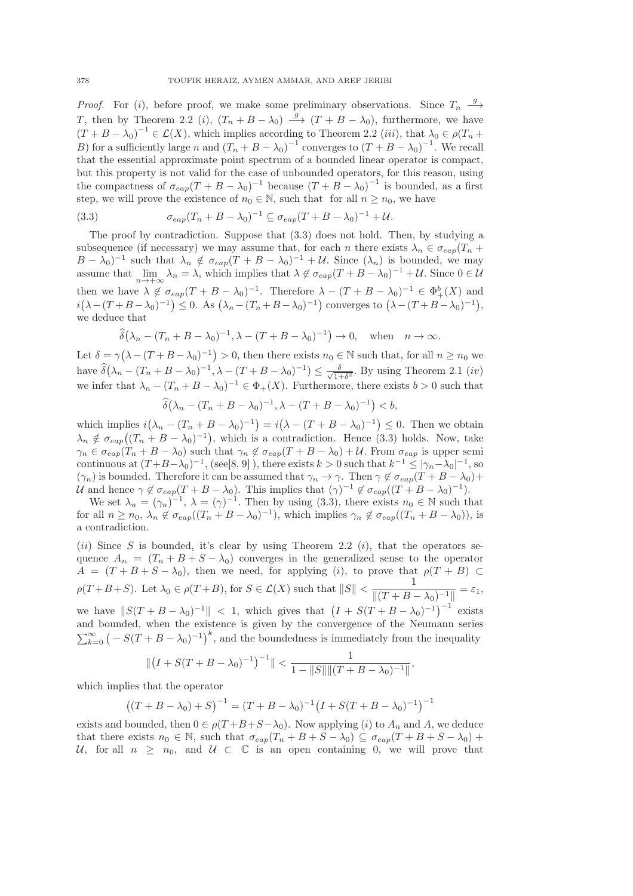*Proof.* For $(i)$, before proof, we make some preliminary observations. Since $T_n \xrightarrow{g} T$, then by Theorem 2.2 $(i)$, $(T_n + B - \lambda_0) \xrightarrow{g} (T + B - \lambda_0)$, furthermore, we have $(T + B - \lambda_0)^{-1} \in \mathcal{L}(X)$, which implies according to Theorem 2.2 $(iii)$, that $\lambda_0 \in \rho(T_n + B)$ for a sufficiently large $n$ and $(T_n + B - \lambda_0)^{-1}$ converges to $(T + B - \lambda_0)^{-1}$. We recall that the essential approximate point spectrum of a bounded linear operator is compact, but this property is not valid for the case of unbounded operators, for this reason, using the compactness of $\sigma_{eap}(T + B - \lambda_0)^{-1}$ because $(T + B - \lambda_0)^{-1}$ is bounded, as a first step, we will prove the existence of $n_0 \in \mathbb{N}$, such that for all $n \geq n_0$, we have

$$\sigma_{eap}(T_n + B - \lambda_0)^{-1} \subseteq \sigma_{eap}(T + B - \lambda_0)^{-1} + \mathcal{U}. \tag{3.3}$$

The proof by contradiction. Suppose that (3.3) does not hold. Then, by studying a subsequence (if necessary) we may assume that, for each $n$ there exists $\lambda_n \in \sigma_{eap}(T_n + B - \lambda_0)^{-1}$ such that $\lambda_n \notin \sigma_{eap}(T + B - \lambda_0)^{-1} + \mathcal{U}$. Since $(\lambda_n)$ is bounded, we may assume that $\lim\limits_{n\to+\infty} \lambda_n = \lambda$, which implies that $\lambda \notin \sigma_{eap}(T + B - \lambda_0)^{-1} + \mathcal{U}$. Since $0 \in \mathcal{U}$ then we have $\lambda \notin \sigma_{eap}(T + B - \lambda_0)^{-1}$. Therefore $\lambda - (T + B - \lambda_0)^{-1} \in \Phi_+^b(X)$ and $i\big(\lambda - (T + B - \lambda_0)^{-1}\big) \leq 0$. As $\big(\lambda_n - (T_n + B - \lambda_0)^{-1}\big)$ converges to $\big(\lambda - (T + B - \lambda_0)^{-1}\big)$, we deduce that

$$\widehat{\delta}\big(\lambda_n - (T_n + B - \lambda_0)^{-1}, \lambda - (T + B - \lambda_0)^{-1}\big) \to 0, \quad \text{when} \quad n \to \infty.$$

Let $\delta = \gamma\big(\lambda - (T + B - \lambda_0)^{-1}\big) > 0$, then there exists $n_0 \in \mathbb{N}$ such that, for all $n \geq n_0$ we have $\widehat{\delta}\big(\lambda_n - (T_n + B - \lambda_0)^{-1}, \lambda - (T + B - \lambda_0)^{-1}\big) \leq \frac{\delta}{\sqrt{1+\delta^2}}$. By using Theorem 2.1 $(iv)$ we infer that $\lambda_n - (T_n + B - \lambda_0)^{-1} \in \Phi_+(X)$. Furthermore, there exists $b > 0$ such that

$$\widehat{\delta}\big(\lambda_n - (T_n + B - \lambda_0)^{-1}, \lambda - (T + B - \lambda_0)^{-1}\big) < b,$$

which implies $i\big(\lambda_n - (T_n + B - \lambda_0)^{-1}\big) = i\big(\lambda - (T + B - \lambda_0)^{-1}\big) \leq 0$. Then we obtain $\lambda_n \notin \sigma_{eap}\big((T_n + B - \lambda_0)^{-1}\big)$, which is a contradiction. Hence (3.3) holds. Now, take $\gamma_n \in \sigma_{eap}(T_n + B - \lambda_0)$ such that $\gamma_n \notin \sigma_{eap}(T + B - \lambda_0) + \mathcal{U}$. From $\sigma_{eap}$ is upper semi continuous at $(T+B-\lambda_0)^{-1}$, (see[8, 9] ), there exists $k > 0$ such that $k^{-1} \leq |\gamma_n - \lambda_0|^{-1}$, so $(\gamma_n)$ is bounded. Therefore it can be assumed that $\gamma_n \to \gamma$. Then $\gamma \notin \sigma_{eap}(T + B - \lambda_0) + \mathcal{U}$ and hence $\gamma \notin \sigma_{eap}(T + B - \lambda_0)$. This implies that $(\gamma)^{-1} \notin \sigma_{eap}((T + B - \lambda_0)^{-1})$.

We set $\lambda_n = (\gamma_n)^{-1}$, $\lambda = (\gamma)^{-1}$. Then by using (3.3), there exists $n_0 \in \mathbb{N}$ such that for all $n \geq n_0$, $\lambda_n \notin \sigma_{eap}((T_n + B - \lambda_0)^{-1})$, which implies $\gamma_n \notin \sigma_{eap}((T_n + B - \lambda_0))$, is a contradiction.

$(ii)$ Since $S$ is bounded, it's clear by using Theorem 2.2 $(i)$, that the operators sequence $A_n = (T_n + B + S - \lambda_0)$ converges in the generalized sense to the operator $A = (T + B + S - \lambda_0)$, then we need, for applying $(i)$, to prove that $\rho(T + B) \subset \rho(T+B+S)$. Let $\lambda_0 \in \rho(T+B)$, for $S \in \mathcal{L}(X)$ such that $\|S\| < \dfrac{1}{\|(T + B - \lambda_0)^{-1}\|} = \varepsilon_1$, we have $\|S(T + B - \lambda_0)^{-1}\| < 1$, which gives that $\big(I + S(T + B - \lambda_0)^{-1}\big)^{-1}$ exists and bounded, when the existence is given by the convergence of the Neumann series $\sum_{k=0}^{\infty} \big(-S(T + B - \lambda_0)^{-1}\big)^k$, and the boundedness is immediately from the inequality

$$\|\big(I + S(T + B - \lambda_0)^{-1}\big)^{-1}\| < \frac{1}{1 - \|S\|\|(T + B - \lambda_0)^{-1}\|},$$

which implies that the operator

$$\big((T + B - \lambda_0) + S\big)^{-1} = (T + B - \lambda_0)^{-1}\big(I + S(T + B - \lambda_0)^{-1}\big)^{-1}$$

exists and bounded, then $0 \in \rho(T+B+S-\lambda_0)$. Now applying $(i)$ to $A_n$ and $A$, we deduce that there exists $n_0 \in \mathbb{N}$, such that $\sigma_{eap}(T_n + B + S - \lambda_0) \subseteq \sigma_{eap}(T + B + S - \lambda_0) + \mathcal{U}$, for all $n \geq n_0$, and $\mathcal{U} \subset \mathbb{C}$ is an open containing 0, we will prove that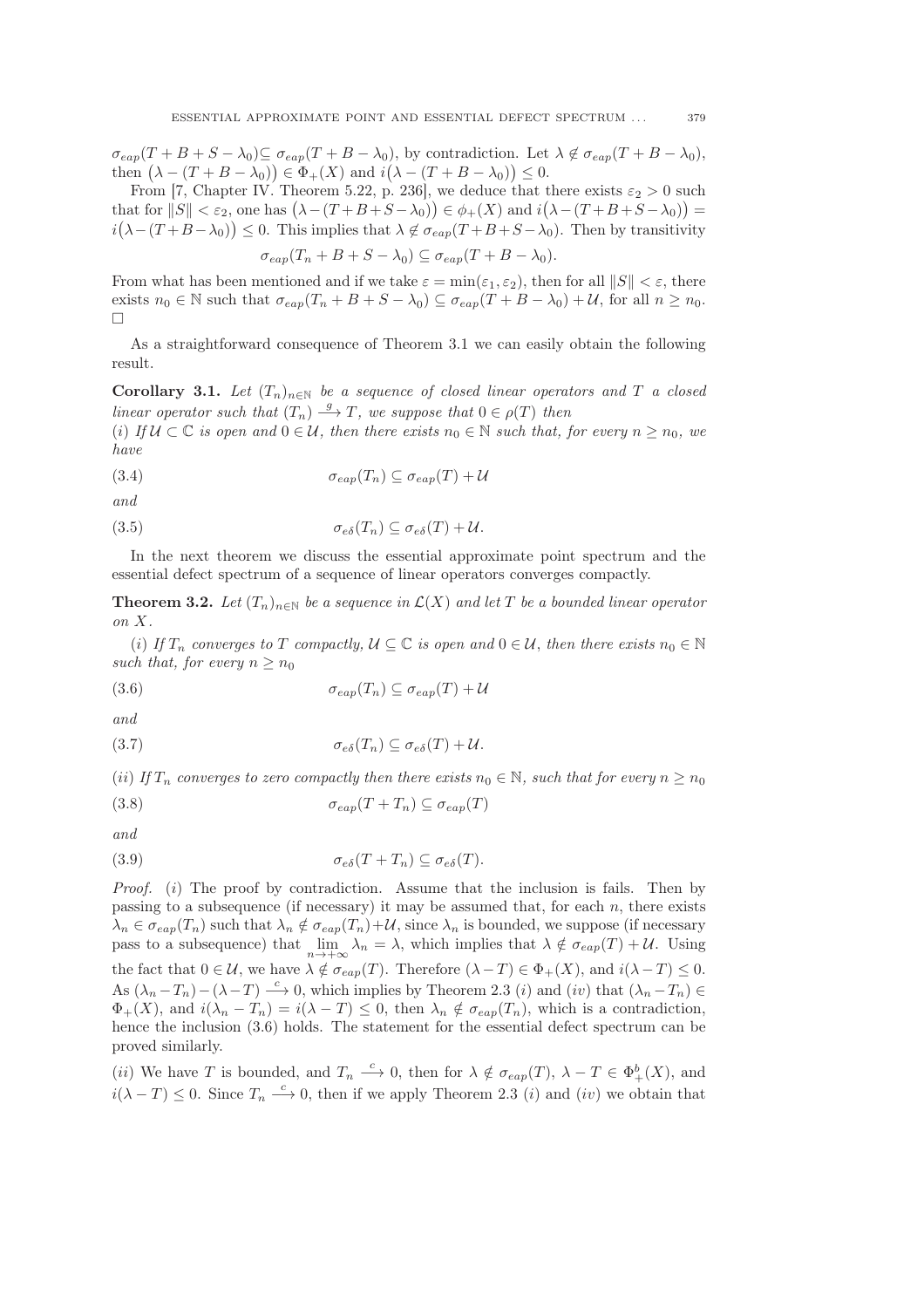$\sigma_{eap}(T+B+S-\lambda_0) \subseteq \sigma_{eap}(T+B-\lambda_0)$, by contradiction. Let $\lambda \notin \sigma_{eap}(T+B-\lambda_0)$, then $\big(\lambda-(T+B-\lambda_0)\big) \in \Phi_+(X)$ and $i\big(\lambda-(T+B-\lambda_0)\big) \leq 0$.

From [7, Chapter IV. Theorem 5.22, p. 236], we deduce that there exists $\varepsilon_2 > 0$ such that for $\|S\| < \varepsilon_2$, one has $\big(\lambda-(T+B+S-\lambda_0)\big) \in \phi_+(X)$ and $i\big(\lambda-(T+B+S-\lambda_0)\big) = i\big(\lambda-(T+B-\lambda_0)\big) \leq 0$. This implies that $\lambda \notin \sigma_{eap}(T+B+S-\lambda_0)$. Then by transitivity

$$\sigma_{eap}(T_n+B+S-\lambda_0) \subseteq \sigma_{eap}(T+B-\lambda_0).$$

From what has been mentioned and if we take $\varepsilon = \min(\varepsilon_1, \varepsilon_2)$, then for all $\|S\| < \varepsilon$, there exists $n_0 \in \mathbb{N}$ such that $\sigma_{eap}(T_n+B+S-\lambda_0) \subseteq \sigma_{eap}(T+B-\lambda_0)+\mathcal{U}$, for all $n \geq n_0$. $\square$

As a straightforward consequence of Theorem 3.1 we can easily obtain the following result.

**Corollary 3.1.** *Let $(T_n)_{n\in\mathbb{N}}$ be a sequence of closed linear operators and $T$ a closed linear operator such that $(T_n) \xrightarrow{g} T$, we suppose that $0 \in \rho(T)$ then*

*(i) If $\mathcal{U} \subset \mathbb{C}$ is open and $0 \in \mathcal{U}$, then there exists $n_0 \in \mathbb{N}$ such that, for every $n \geq n_0$, we have*

$$\sigma_{eap}(T_n) \subseteq \sigma_{eap}(T) + \mathcal{U} \tag{3.4}$$

*and*

$$\sigma_{e\delta}(T_n) \subseteq \sigma_{e\delta}(T) + \mathcal{U}. \tag{3.5}$$

In the next theorem we discuss the essential approximate point spectrum and the essential defect spectrum of a sequence of linear operators converges compactly.

**Theorem 3.2.** *Let $(T_n)_{n\in\mathbb{N}}$ be a sequence in $\mathcal{L}(X)$ and let $T$ be a bounded linear operator on $X$.*

*(i) If $T_n$ converges to $T$ compactly, $\mathcal{U} \subseteq \mathbb{C}$ is open and $0 \in \mathcal{U}$, then there exists $n_0 \in \mathbb{N}$ such that, for every $n \geq n_0$*

$$\sigma_{eap}(T_n) \subseteq \sigma_{eap}(T) + \mathcal{U} \tag{3.6}$$

*and*

$$\sigma_{e\delta}(T_n) \subseteq \sigma_{e\delta}(T) + \mathcal{U}. \tag{3.7}$$

*(ii) If $T_n$ converges to zero compactly then there exists $n_0 \in \mathbb{N}$, such that for every $n \geq n_0$*

$$\sigma_{eap}(T+T_n) \subseteq \sigma_{eap}(T) \tag{3.8}$$

*and*

$$\sigma_{e\delta}(T+T_n) \subseteq \sigma_{e\delta}(T). \tag{3.9}$$

*Proof.* (i) The proof by contradiction. Assume that the inclusion is fails. Then by passing to a subsequence (if necessary) it may be assumed that, for each $n$, there exists $\lambda_n \in \sigma_{eap}(T_n)$ such that $\lambda_n \notin \sigma_{eap}(T_n)+\mathcal{U}$, since $\lambda_n$ is bounded, we suppose (if necessary pass to a subsequence) that $\lim_{n\to+\infty} \lambda_n = \lambda$, which implies that $\lambda \notin \sigma_{eap}(T)+\mathcal{U}$. Using the fact that $0 \in \mathcal{U}$, we have $\lambda \notin \sigma_{eap}(T)$. Therefore $(\lambda - T) \in \Phi_+(X)$, and $i(\lambda - T) \leq 0$. As $(\lambda_n - T_n) - (\lambda - T) \xrightarrow{c} 0$, which implies by Theorem 2.3 $(i)$ and $(iv)$ that $(\lambda_n - T_n) \in \Phi_+(X)$, and $i(\lambda_n - T_n) = i(\lambda - T) \leq 0$, then $\lambda_n \notin \sigma_{eap}(T_n)$, which is a contradiction, hence the inclusion (3.6) holds. The statement for the essential defect spectrum can be proved similarly.

(ii) We have $T$ is bounded, and $T_n \xrightarrow{c} 0$, then for $\lambda \notin \sigma_{eap}(T)$, $\lambda - T \in \Phi_+^b(X)$, and $i(\lambda - T) \leq 0$. Since $T_n \xrightarrow{c} 0$, then if we apply Theorem 2.3 $(i)$ and $(iv)$ we obtain that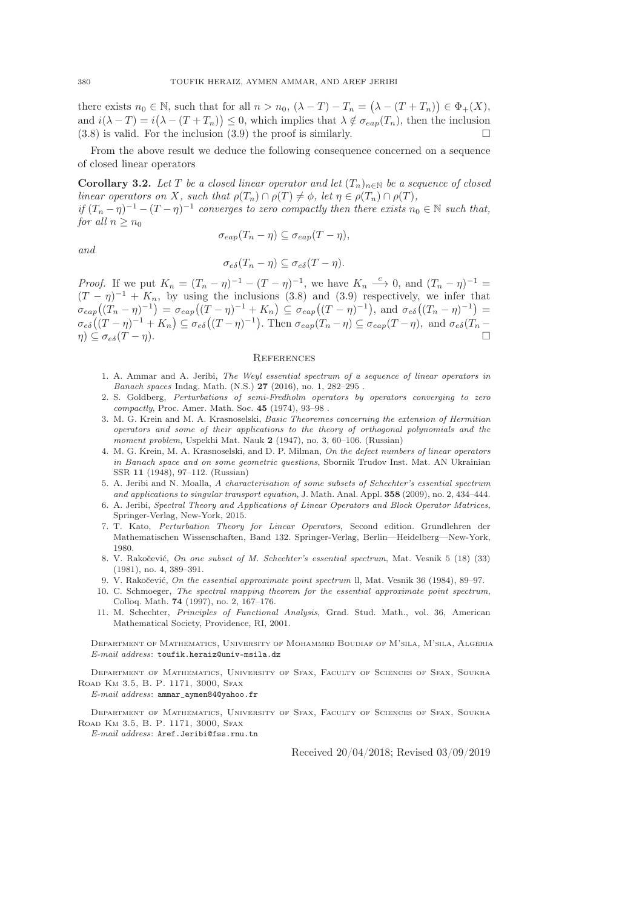there exists $n_0 \in \mathbb{N}$, such that for all $n > n_0$, $(\lambda - T) - T_n = \big(\lambda - (T + T_n)\big) \in \Phi_+(X)$, and $i(\lambda - T) = i\big(\lambda - (T + T_n)\big) \leq 0$, which implies that $\lambda \notin \sigma_{eap}(T_n)$, then the inclusion (3.8) is valid. For the inclusion (3.9) the proof is similarly. $\square$

From the above result we deduce the following consequence concerned on a sequence of closed linear operators

**Corollary 3.2.** *Let $T$ be a closed linear operator and let $(T_n)_{n\in\mathbb{N}}$ be a sequence of closed linear operators on $X$, such that $\rho(T_n) \cap \rho(T) \neq \phi$, let $\eta \in \rho(T_n) \cap \rho(T)$, if $(T_n - \eta)^{-1} - (T - \eta)^{-1}$ converges to zero compactly then there exists $n_0 \in \mathbb{N}$ such that, for all $n \geq n_0$*

$$\sigma_{eap}(T_n - \eta) \subseteq \sigma_{eap}(T - \eta),$$

*and*

$$\sigma_{e\delta}(T_n - \eta) \subseteq \sigma_{e\delta}(T - \eta).$$

*Proof.* If we put $K_n = (T_n - \eta)^{-1} - (T - \eta)^{-1}$, we have $K_n \xrightarrow{c} 0$, and $(T_n - \eta)^{-1} = (T - \eta)^{-1} + K_n$, by using the inclusions (3.8) and (3.9) respectively, we infer that $\sigma_{eap}\big((T_n - \eta)^{-1}\big) = \sigma_{eap}\big((T - \eta)^{-1} + K_n\big) \subseteq \sigma_{eap}\big((T - \eta)^{-1}\big)$, and $\sigma_{e\delta}\big((T_n - \eta)^{-1}\big) = \sigma_{e\delta}\big((T - \eta)^{-1} + K_n\big) \subseteq \sigma_{e\delta}\big((T - \eta)^{-1}\big)$. Then $\sigma_{eap}(T_n - \eta) \subseteq \sigma_{eap}(T - \eta)$, and $\sigma_{e\delta}(T_n - \eta) \subseteq \sigma_{e\delta}(T - \eta)$. $\square$

## References

1. A. Ammar and A. Jeribi, *The Weyl essential spectrum of a sequence of linear operators in Banach spaces* Indag. Math. (N.S.) **27** (2016), no. 1, 282–295 .
2. S. Goldberg, *Perturbations of semi-Fredholm operators by operators converging to zero compactly*, Proc. Amer. Math. Soc. **45** (1974), 93–98 .
3. M. G. Krein and M. A. Krasnoselski, *Basic Theoremes concerning the extension of Hermitian operators and some of their applications to the theory of orthogonal polynomials and the moment problem*, Uspekhi Mat. Nauk **2** (1947), no. 3, 60–106. (Russian)
4. M. G. Krein, M. A. Krasnoselski, and D. P. Milman, *On the defect numbers of linear operators in Banach space and on some geometric questions*, Sbornik Trudov Inst. Mat. AN Ukrainian SSR **11** (1948), 97–112. (Russian)
5. A. Jeribi and N. Moalla, *A characterisation of some subsets of Schechter's essential spectrum and applications to singular transport equation*, J. Math. Anal. Appl. **358** (2009), no. 2, 434–444.
6. A. Jeribi, *Spectral Theory and Applications of Linear Operators and Block Operator Matrices*, Springer-Verlag, New-York, 2015.
7. T. Kato, *Perturbation Theory for Linear Operators*, Second edition. Grundlehren der Mathematischen Wissenschaften, Band 132. Springer-Verlag, Berlin—Heidelberg—New-York, 1980.
8. V. Rakočević, *On one subset of M. Schechter's essential spectrum*, Mat. Vesnik 5 (18) (33) (1981), no. 4, 389–391.
9. V. Rakočević, *On the essential approximate point spectrum* ll, Mat. Vesnik 36 (1984), 89–97.
10. C. Schmoeger, *The spectral mapping theorem for the essential approximate point spectrum*, Colloq. Math. **74** (1997), no. 2, 167–176.
11. M. Schechter, *Principles of Functional Analysis*, Grad. Stud. Math., vol. 36, American Mathematical Society, Providence, RI, 2001.

Department of Mathematics, University of Mohammed Boudiaf of M'sila, M'sila, Algeria
*E-mail address*: toufik.heraiz@univ-msila.dz

Department of Mathematics, University of Sfax, Faculty of Sciences of Sfax, Soukra Road Km 3.5, B. P. 1171, 3000, Sfax
*E-mail address*: ammar_aymen84@yahoo.fr

Department of Mathematics, University of Sfax, Faculty of Sciences of Sfax, Soukra Road Km 3.5, B. P. 1171, 3000, Sfax
*E-mail address*: Aref.Jeribi@fss.rnu.tn

Received 20/04/2018; Revised 03/09/2019